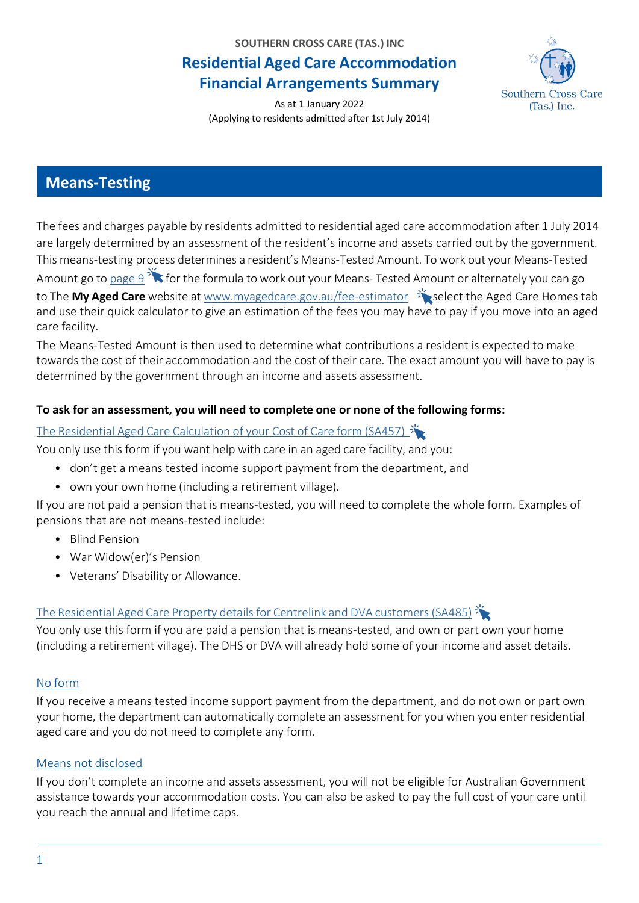SOUTHERN CROSS CARE (TAS.) INC

# Residential Aged Care Accommodation Financial Arrangements Summary

As at 1 January 2022
(Applying to residents admitted after 1st July 2014)

## Means-Testing

The fees and charges payable by residents admitted to residential aged care accommodation after 1 July 2014 are largely determined by an assessment of the resident's income and assets carried out by the government. This means-testing process determines a resident's Means-Tested Amount. To work out your Means-Tested Amount go to page 9 for the formula to work out your Means- Tested Amount or alternately you can go to The **My Aged Care** website at www.myagedcare.gov.au/fee-estimator select the Aged Care Homes tab and use their quick calculator to give an estimation of the fees you may have to pay if you move into an aged care facility.

The Means-Tested Amount is then used to determine what contributions a resident is expected to make towards the cost of their accommodation and the cost of their care. The exact amount you will have to pay is determined by the government through an income and assets assessment.

**To ask for an assessment, you will need to complete one or none of the following forms:**

The Residential Aged Care Calculation of your Cost of Care form (SA457)

You only use this form if you want help with care in an aged care facility, and you:

- don't get a means tested income support payment from the department, and
- own your own home (including a retirement village).

If you are not paid a pension that is means-tested, you will need to complete the whole form. Examples of pensions that are not means-tested include:

- Blind Pension
- War Widow(er)'s Pension
- Veterans' Disability or Allowance.

The Residential Aged Care Property details for Centrelink and DVA customers (SA485)

You only use this form if you are paid a pension that is means-tested, and own or part own your home (including a retirement village). The DHS or DVA will already hold some of your income and asset details.

No form

If you receive a means tested income support payment from the department, and do not own or part own your home, the department can automatically complete an assessment for you when you enter residential aged care and you do not need to complete any form.

Means not disclosed

If you don't complete an income and assets assessment, you will not be eligible for Australian Government assistance towards your accommodation costs. You can also be asked to pay the full cost of your care until you reach the annual and lifetime caps.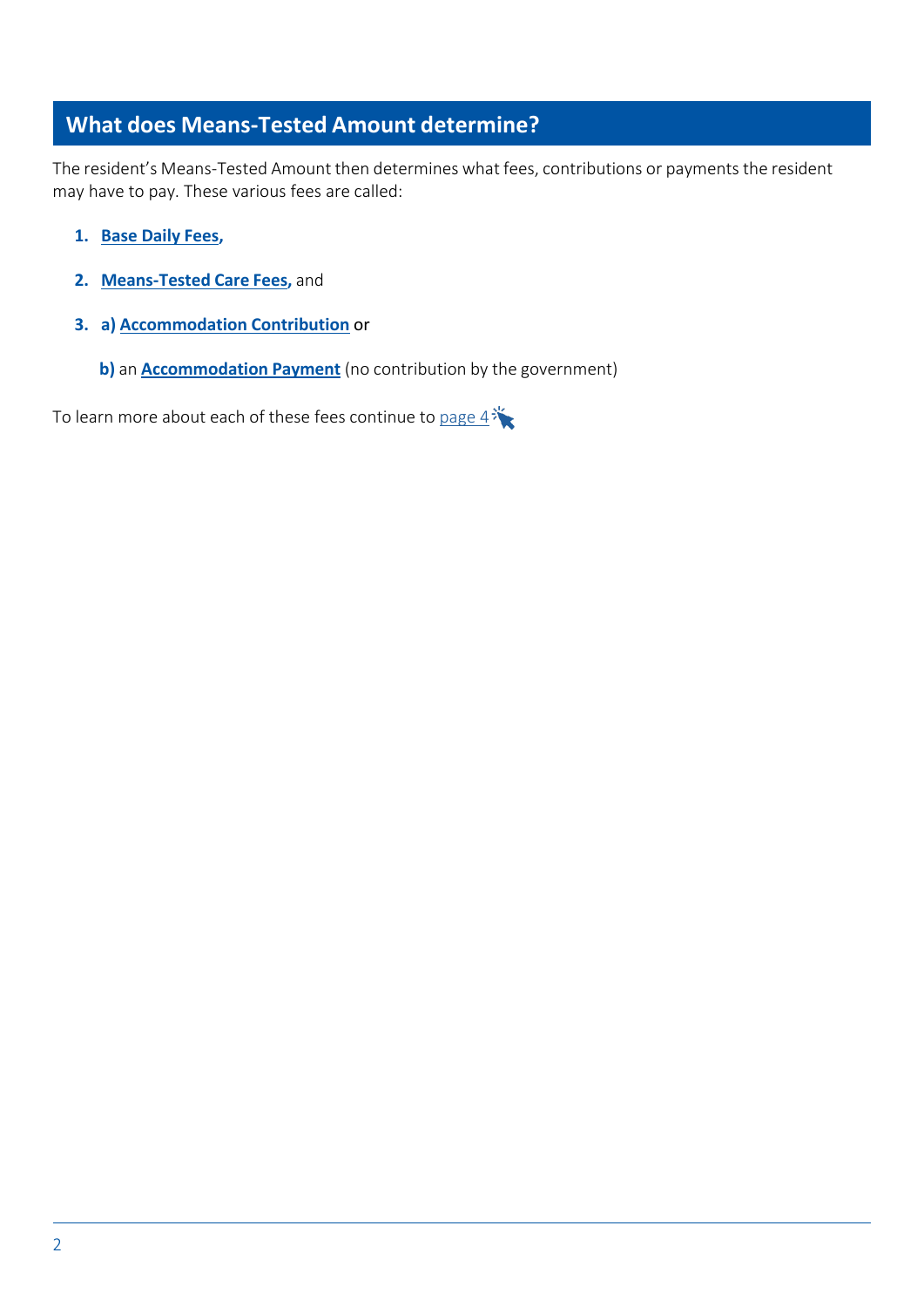## What does Means-Tested Amount determine?

The resident's Means-Tested Amount then determines what fees, contributions or payments the resident may have to pay. These various fees are called:

1. **Base Daily Fees,**
2. **Means-Tested Care Fees,** and
3. **a) Accommodation Contribution** or

   **b)** an **Accommodation Payment** (no contribution by the government)

To learn more about each of these fees continue to page 4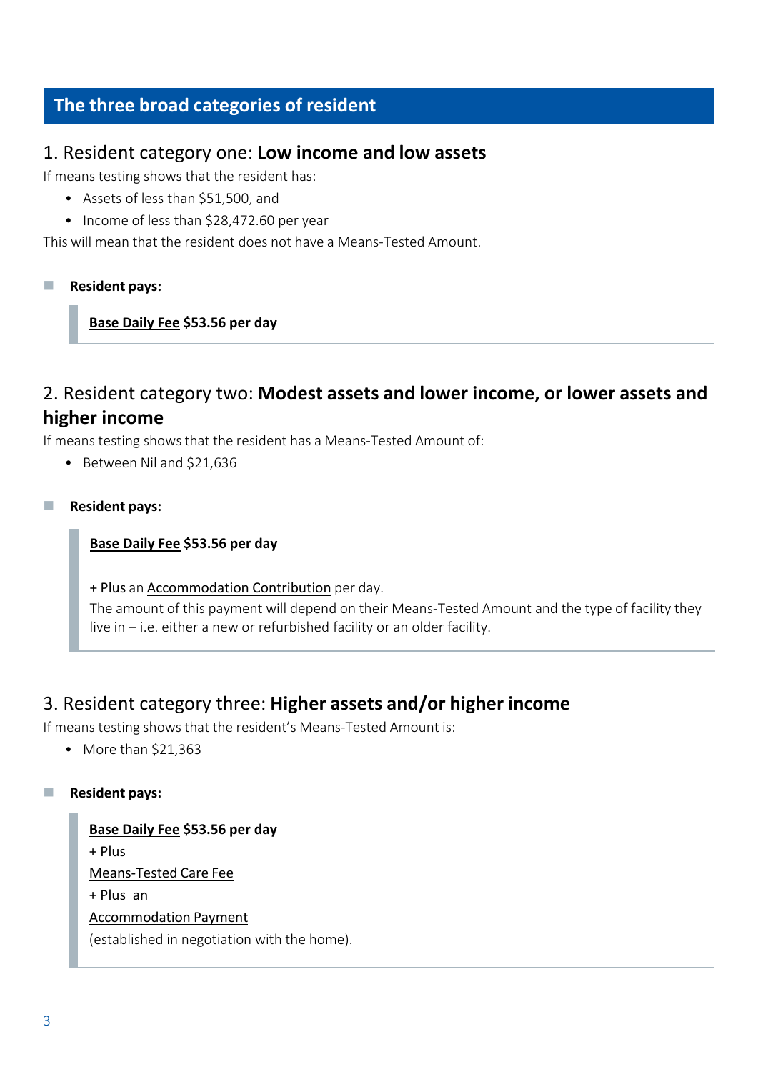## The three broad categories of resident

### 1. Resident category one: **Low income and low assets**

If means testing shows that the resident has:

- Assets of less than $51,500, and
- Income of less than $28,472.60 per year

This will mean that the resident does not have a Means-Tested Amount.

- **Resident pays:**

> **Base Daily Fee $53.56 per day**

### 2. Resident category two: **Modest assets and lower income, or lower assets and higher income**

If means testing shows that the resident has a Means-Tested Amount of:

- Between Nil and $21,636

- **Resident pays:**

> **Base Daily Fee $53.56 per day**
>
> + Plus an Accommodation Contribution per day.
> The amount of this payment will depend on their Means-Tested Amount and the type of facility they live in – i.e. either a new or refurbished facility or an older facility.

### 3. Resident category three: **Higher assets and/or higher income**

If means testing shows that the resident's Means-Tested Amount is:

- More than $21,363

- **Resident pays:**

> **Base Daily Fee $53.56 per day**
> + Plus
> Means-Tested Care Fee
> + Plus an
> Accommodation Payment
> (established in negotiation with the home).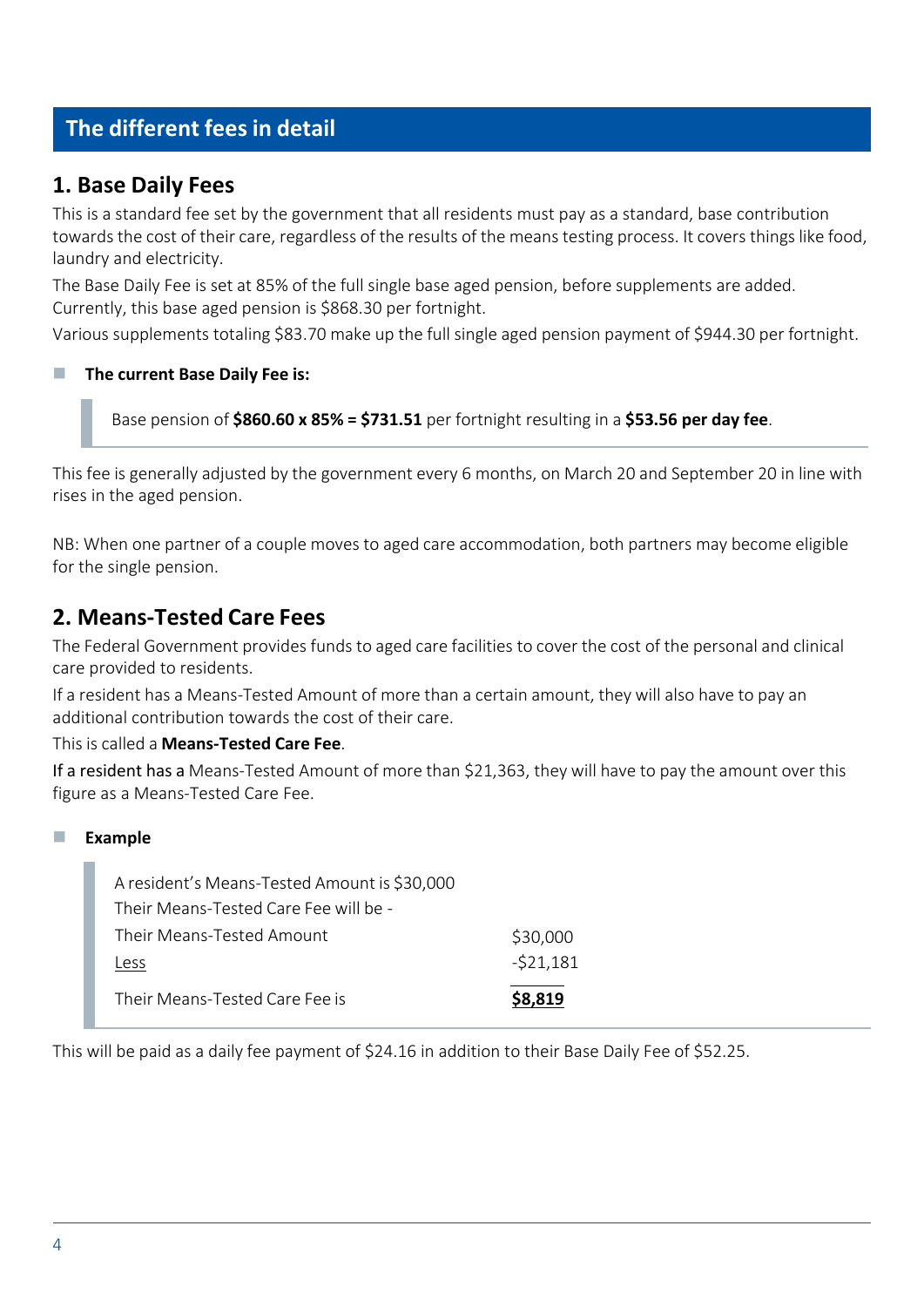## The different fees in detail

### 1. Base Daily Fees

This is a standard fee set by the government that all residents must pay as a standard, base contribution towards the cost of their care, regardless of the results of the means testing process. It covers things like food, laundry and electricity.

The Base Daily Fee is set at 85% of the full single base aged pension, before supplements are added. Currently, this base aged pension is $868.30 per fortnight.

Various supplements totaling $83.70 make up the full single aged pension payment of $944.30 per fortnight.

- **The current Base Daily Fee is:**

> Base pension of **$860.60 x 85% = $731.51** per fortnight resulting in a **$53.56 per day fee**.

This fee is generally adjusted by the government every 6 months, on March 20 and September 20 in line with rises in the aged pension.

NB: When one partner of a couple moves to aged care accommodation, both partners may become eligible for the single pension.

### 2. Means-Tested Care Fees

The Federal Government provides funds to aged care facilities to cover the cost of the personal and clinical care provided to residents.

If a resident has a Means-Tested Amount of more than a certain amount, they will also have to pay an additional contribution towards the cost of their care.

This is called a **Means-Tested Care Fee**.

If a resident has a Means-Tested Amount of more than $21,363, they will have to pay the amount over this figure as a Means-Tested Care Fee.

- **Example**

> A resident's Means-Tested Amount is $30,000
> Their Means-Tested Care Fee will be -

| | |
|---|---|
| Their Means-Tested Amount | $30,000 |
| Less | -$21,181 |
| Their Means-Tested Care Fee is | **$8,819** |

This will be paid as a daily fee payment of $24.16 in addition to their Base Daily Fee of $52.25.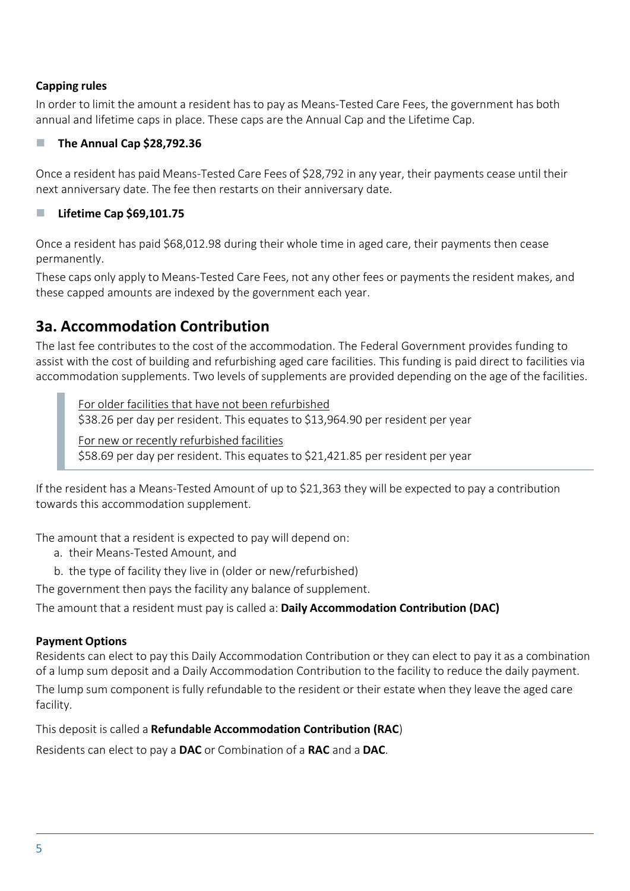**Capping rules**

In order to limit the amount a resident has to pay as Means-Tested Care Fees, the government has both annual and lifetime caps in place. These caps are the Annual Cap and the Lifetime Cap.

- **The Annual Cap $28,792.36**

Once a resident has paid Means-Tested Care Fees of $28,792 in any year, their payments cease until their next anniversary date. The fee then restarts on their anniversary date.

- **Lifetime Cap $69,101.75**

Once a resident has paid $68,012.98 during their whole time in aged care, their payments then cease permanently.

These caps only apply to Means-Tested Care Fees, not any other fees or payments the resident makes, and these capped amounts are indexed by the government each year.

## 3a. Accommodation Contribution

The last fee contributes to the cost of the accommodation. The Federal Government provides funding to assist with the cost of building and refurbishing aged care facilities. This funding is paid direct to facilities via accommodation supplements. Two levels of supplements are provided depending on the age of the facilities.

> For older facilities that have not been refurbished
> $38.26 per day per resident. This equates to $13,964.90 per resident per year
>
> For new or recently refurbished facilities
> $58.69 per day per resident. This equates to $21,421.85 per resident per year

If the resident has a Means-Tested Amount of up to $21,363 they will be expected to pay a contribution towards this accommodation supplement.

The amount that a resident is expected to pay will depend on:

a. their Means-Tested Amount, and
b. the type of facility they live in (older or new/refurbished)

The government then pays the facility any balance of supplement.

The amount that a resident must pay is called a: **Daily Accommodation Contribution (DAC)**

**Payment Options**

Residents can elect to pay this Daily Accommodation Contribution or they can elect to pay it as a combination of a lump sum deposit and a Daily Accommodation Contribution to the facility to reduce the daily payment.

The lump sum component is fully refundable to the resident or their estate when they leave the aged care facility.

This deposit is called a **Refundable Accommodation Contribution (RAC**)

Residents can elect to pay a **DAC** or Combination of a **RAC** and a **DAC**.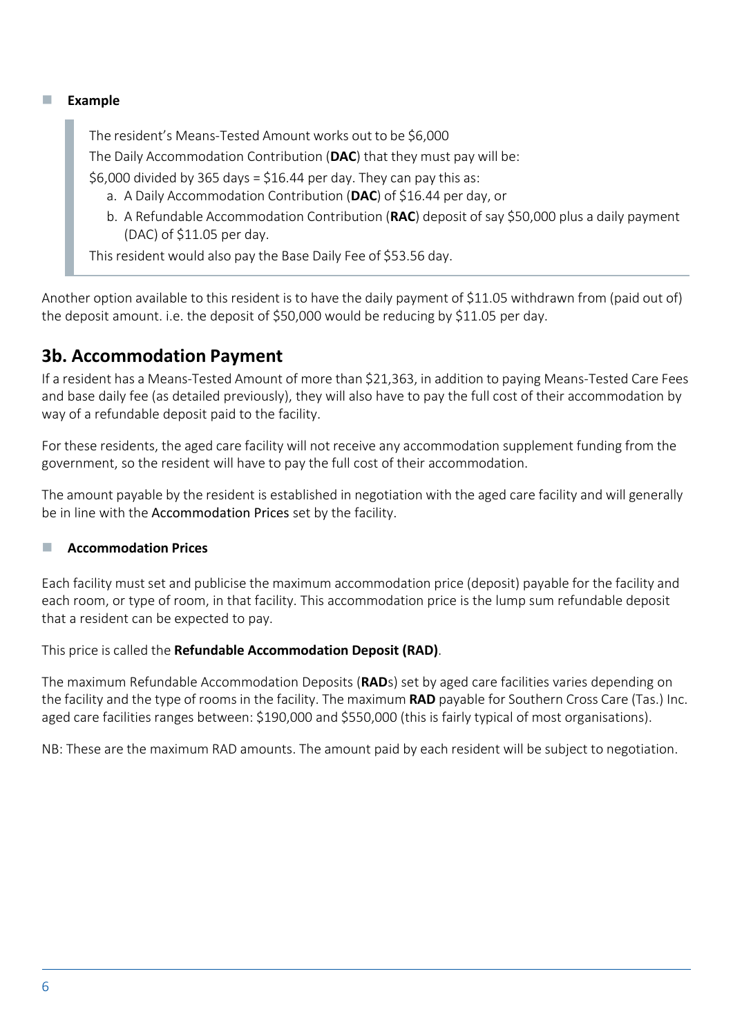- **Example**

> The resident's Means-Tested Amount works out to be $6,000
>
> The Daily Accommodation Contribution (**DAC**) that they must pay will be:
>
> $6,000 divided by 365 days = $16.44 per day. They can pay this as:
>
> a. A Daily Accommodation Contribution (**DAC**) of $16.44 per day, or
> b. A Refundable Accommodation Contribution (**RAC**) deposit of say $50,000 plus a daily payment (DAC) of $11.05 per day.
>
> This resident would also pay the Base Daily Fee of $53.56 day.

Another option available to this resident is to have the daily payment of $11.05 withdrawn from (paid out of) the deposit amount. i.e. the deposit of $50,000 would be reducing by $11.05 per day.

## 3b. Accommodation Payment

If a resident has a Means-Tested Amount of more than $21,363, in addition to paying Means-Tested Care Fees and base daily fee (as detailed previously), they will also have to pay the full cost of their accommodation by way of a refundable deposit paid to the facility.

For these residents, the aged care facility will not receive any accommodation supplement funding from the government, so the resident will have to pay the full cost of their accommodation.

The amount payable by the resident is established in negotiation with the aged care facility and will generally be in line with the Accommodation Prices set by the facility.

- **Accommodation Prices**

Each facility must set and publicise the maximum accommodation price (deposit) payable for the facility and each room, or type of room, in that facility. This accommodation price is the lump sum refundable deposit that a resident can be expected to pay.

This price is called the **Refundable Accommodation Deposit (RAD)**.

The maximum Refundable Accommodation Deposits (**RAD**s) set by aged care facilities varies depending on the facility and the type of rooms in the facility. The maximum **RAD** payable for Southern Cross Care (Tas.) Inc. aged care facilities ranges between: $190,000 and $550,000 (this is fairly typical of most organisations).

NB: These are the maximum RAD amounts. The amount paid by each resident will be subject to negotiation.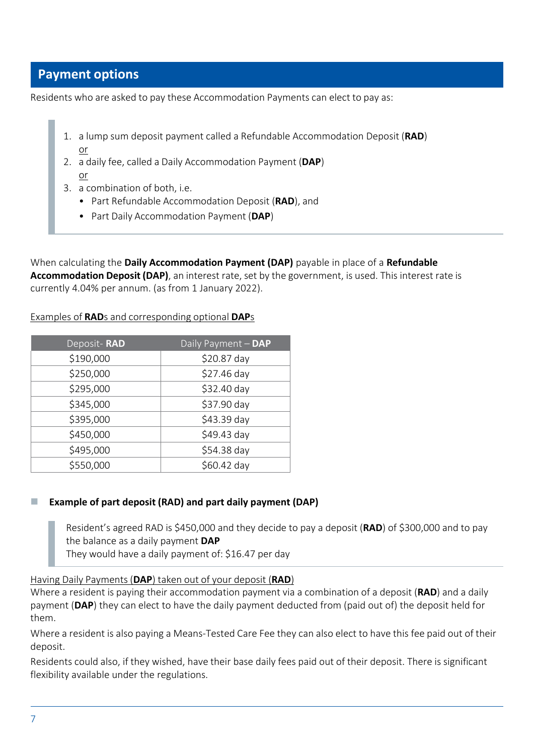## Payment options

Residents who are asked to pay these Accommodation Payments can elect to pay as:

> 1. a lump sum deposit payment called a Refundable Accommodation Deposit (**RAD**)
>    or
> 2. a daily fee, called a Daily Accommodation Payment (**DAP**)
>    or
> 3. a combination of both, i.e.
>    - Part Refundable Accommodation Deposit (**RAD**), and
>    - Part Daily Accommodation Payment (**DAP**)

When calculating the **Daily Accommodation Payment (DAP)** payable in place of a **Refundable Accommodation Deposit (DAP)**, an interest rate, set by the government, is used. This interest rate is currently 4.04% per annum. (as from 1 January 2022).

Examples of **RAD**s and corresponding optional **DAP**s

| Deposit- **RAD** | Daily Payment – **DAP** |
|---|---|
| $190,000 | $20.87 day |
| $250,000 | $27.46 day |
| $295,000 | $32.40 day |
| $345,000 | $37.90 day |
| $395,000 | $43.39 day |
| $450,000 | $49.43 day |
| $495,000 | $54.38 day |
| $550,000 | $60.42 day |

- **Example of part deposit (RAD) and part daily payment (DAP)**

> Resident's agreed RAD is $450,000 and they decide to pay a deposit (**RAD**) of $300,000 and to pay the balance as a daily payment **DAP**
> They would have a daily payment of: $16.47 per day

Having Daily Payments (**DAP**) taken out of your deposit (**RAD**)

Where a resident is paying their accommodation payment via a combination of a deposit (**RAD**) and a daily payment (**DAP**) they can elect to have the daily payment deducted from (paid out of) the deposit held for them.

Where a resident is also paying a Means-Tested Care Fee they can also elect to have this fee paid out of their deposit.

Residents could also, if they wished, have their base daily fees paid out of their deposit. There is significant flexibility available under the regulations.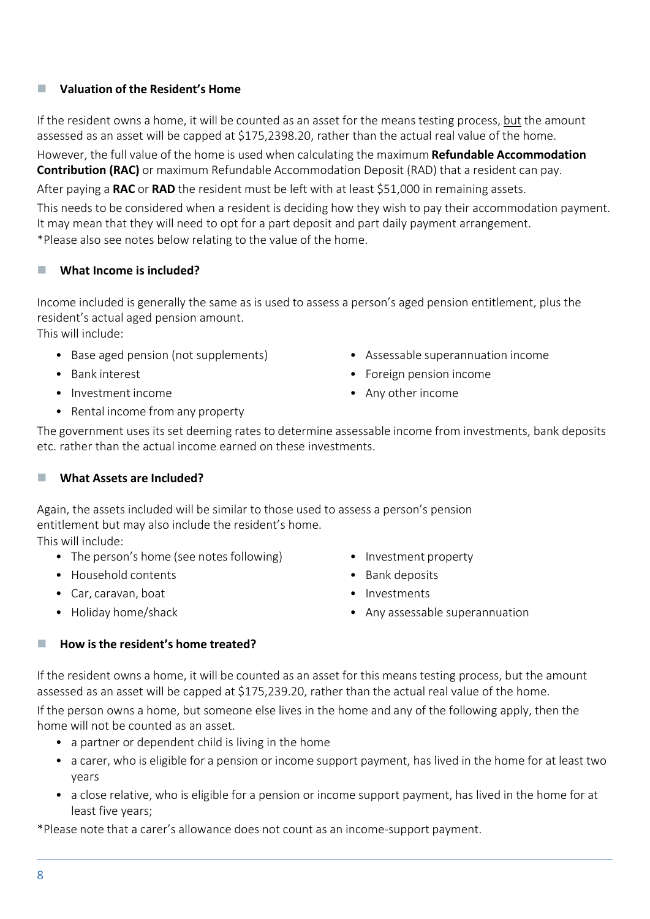### Valuation of the Resident's Home

If the resident owns a home, it will be counted as an asset for the means testing process, <u>but</u> the amount assessed as an asset will be capped at $175,2398.20, rather than the actual real value of the home.

However, the full value of the home is used when calculating the maximum **Refundable Accommodation Contribution (RAC)** or maximum Refundable Accommodation Deposit (RAD) that a resident can pay.

After paying a **RAC** or **RAD** the resident must be left with at least $51,000 in remaining assets.

This needs to be considered when a resident is deciding how they wish to pay their accommodation payment. It may mean that they will need to opt for a part deposit and part daily payment arrangement.
*Please also see notes below relating to the value of the home.

### What Income is included?

Income included is generally the same as is used to assess a person's aged pension entitlement, plus the resident's actual aged pension amount.
This will include:

- Base aged pension (not supplements)
- Bank interest
- Investment income
- Rental income from any property
- Assessable superannuation income
- Foreign pension income
- Any other income

The government uses its set deeming rates to determine assessable income from investments, bank deposits etc. rather than the actual income earned on these investments.

### What Assets are Included?

Again, the assets included will be similar to those used to assess a person's pension entitlement but may also include the resident's home.
This will include:

- The person's home (see notes following)
- Household contents
- Car, caravan, boat
- Holiday home/shack
- Investment property
- Bank deposits
- Investments
- Any assessable superannuation

### How is the resident's home treated?

If the resident owns a home, it will be counted as an asset for this means testing process, but the amount assessed as an asset will be capped at $175,239.20, rather than the actual real value of the home.

If the person owns a home, but someone else lives in the home and any of the following apply, then the home will not be counted as an asset.

- a partner or dependent child is living in the home
- a carer, who is eligible for a pension or income support payment, has lived in the home for at least two years
- a close relative, who is eligible for a pension or income support payment, has lived in the home for at least five years;

*Please note that a carer's allowance does not count as an income-support payment.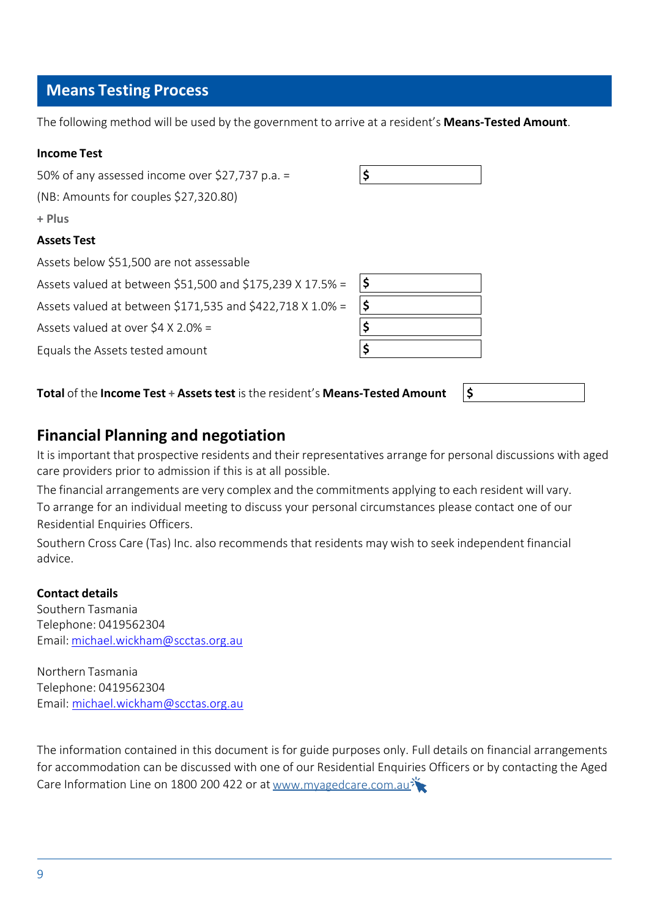## Means Testing Process

The following method will be used by the government to arrive at a resident's **Means-Tested Amount**.

**Income Test**

| | |
|---|---|
| 50% of any assessed income over $27,737 p.a. = | $ |
| (NB: Amounts for couples $27,320.80) | |
| **+ Plus** | |
| **Assets Test** | |
| Assets below $51,500 are not assessable | |
| Assets valued at between $51,500 and $175,239 X 17.5% = | $ |
| Assets valued at between $171,535 and $422,718 X 1.0% = | $ |
| Assets valued at over $4 X 2.0% = | $ |
| Equals the Assets tested amount | $ |

**Total** of the **Income Test** + **Assets test** is the resident's **Means-Tested Amount** $

## Financial Planning and negotiation

It is important that prospective residents and their representatives arrange for personal discussions with aged care providers prior to admission if this is at all possible.

The financial arrangements are very complex and the commitments applying to each resident will vary.

To arrange for an individual meeting to discuss your personal circumstances please contact one of our Residential Enquiries Officers.

Southern Cross Care (Tas) Inc. also recommends that residents may wish to seek independent financial advice.

**Contact details**

Southern Tasmania
Telephone: 0419562304
Email: michael.wickham@scctas.org.au

Northern Tasmania
Telephone: 0419562304
Email: michael.wickham@scctas.org.au

The information contained in this document is for guide purposes only. Full details on financial arrangements for accommodation can be discussed with one of our Residential Enquiries Officers or by contacting the Aged Care Information Line on 1800 200 422 or at www.myagedcare.com.au